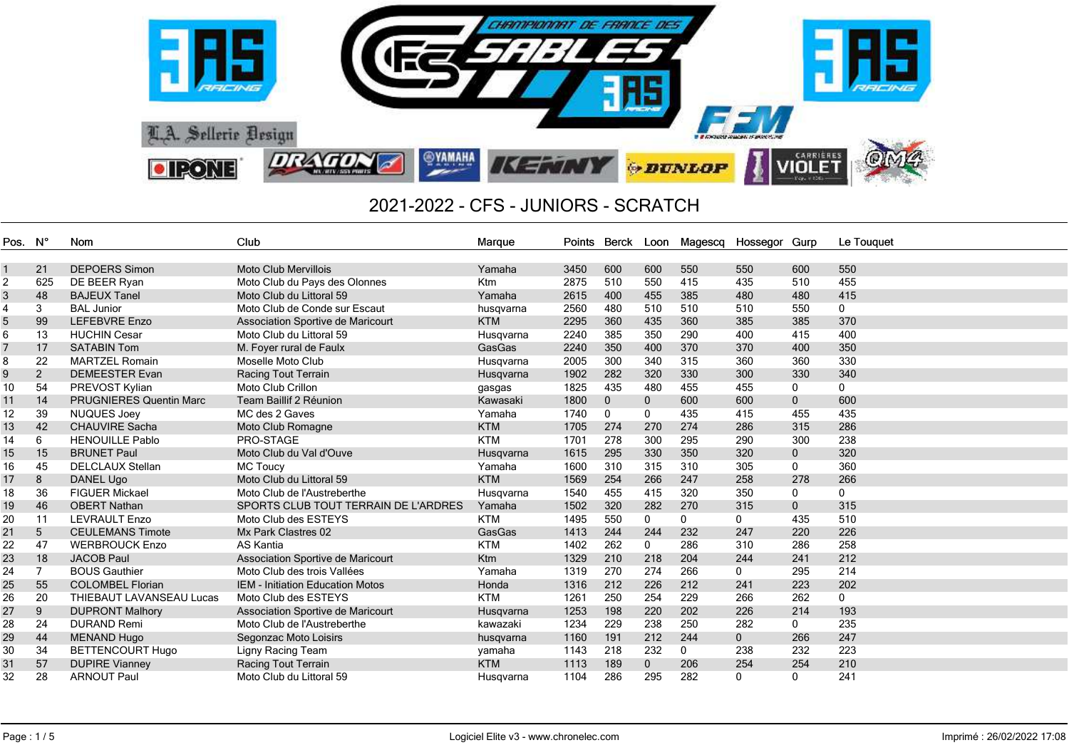# 2021-2022 - CFS - JUNIORS - SCRATCH

| Pos. | N° | Nom | Club | Marque | Points | Berck | Loon | Magescq | Hossegor | Gurp | Le Touquet |
|---|---|---|---|---|---|---|---|---|---|---|---|
| 1 | 21 | DEPOERS Simon | Moto Club Mervillois | Yamaha | 3450 | 600 | 600 | 550 | 550 | 600 | 550 |
| 2 | 625 | DE BEER Ryan | Moto Club du Pays des Olonnes | Ktm | 2875 | 510 | 550 | 415 | 435 | 510 | 455 |
| 3 | 48 | BAJEUX Tanel | Moto Club du Littoral 59 | Yamaha | 2615 | 400 | 455 | 385 | 480 | 480 | 415 |
| 4 | 3 | BAL Junior | Moto Club de Conde sur Escaut | husqvarna | 2560 | 480 | 510 | 510 | 510 | 550 | 0 |
| 5 | 99 | LEFEBVRE Enzo | Association Sportive de Maricourt | KTM | 2295 | 360 | 435 | 360 | 385 | 385 | 370 |
| 6 | 13 | HUCHIN Cesar | Moto Club du Littoral 59 | Husqvarna | 2240 | 385 | 350 | 290 | 400 | 415 | 400 |
| 7 | 17 | SATABIN Tom | M. Foyer rural de Faulx | GasGas | 2240 | 350 | 400 | 370 | 370 | 400 | 350 |
| 8 | 22 | MARTZEL Romain | Moselle Moto Club | Husqvarna | 2005 | 300 | 340 | 315 | 360 | 360 | 330 |
| 9 | 2 | DEMEESTER Evan | Racing Tout Terrain | Husqvarna | 1902 | 282 | 320 | 330 | 300 | 330 | 340 |
| 10 | 54 | PREVOST Kylian | Moto Club Crillon | gasgas | 1825 | 435 | 480 | 455 | 455 | 0 | 0 |
| 11 | 14 | PRUGNIERES Quentin Marc | Team Baillif 2 Réunion | Kawasaki | 1800 | 0 | 0 | 600 | 600 | 0 | 600 |
| 12 | 39 | NUQUES Joey | MC des 2 Gaves | Yamaha | 1740 | 0 | 0 | 435 | 415 | 455 | 435 |
| 13 | 42 | CHAUVIRE Sacha | Moto Club Romagne | KTM | 1705 | 274 | 270 | 274 | 286 | 315 | 286 |
| 14 | 6 | HENOUILLE Pablo | PRO-STAGE | KTM | 1701 | 278 | 300 | 295 | 290 | 300 | 238 |
| 15 | 15 | BRUNET Paul | Moto Club du Val d'Ouve | Husqvarna | 1615 | 295 | 330 | 350 | 320 | 0 | 320 |
| 16 | 45 | DELCLAUX Stellan | MC Toucy | Yamaha | 1600 | 310 | 315 | 310 | 305 | 0 | 360 |
| 17 | 8 | DANEL Ugo | Moto Club du Littoral 59 | KTM | 1569 | 254 | 266 | 247 | 258 | 278 | 266 |
| 18 | 36 | FIGUER Mickael | Moto Club de l'Austreberthe | Husqvarna | 1540 | 455 | 415 | 320 | 350 | 0 | 0 |
| 19 | 46 | OBERT Nathan | SPORTS CLUB TOUT TERRAIN DE L'ARDRES | Yamaha | 1502 | 320 | 282 | 270 | 315 | 0 | 315 |
| 20 | 11 | LEVRAULT Enzo | Moto Club des ESTEYS | KTM | 1495 | 550 | 0 | 0 | 0 | 435 | 510 |
| 21 | 5 | CEULEMANS Timote | Mx Park Clastres 02 | GasGas | 1413 | 244 | 244 | 232 | 247 | 220 | 226 |
| 22 | 47 | WERBROUCK Enzo | AS Kantia | KTM | 1402 | 262 | 0 | 286 | 310 | 286 | 258 |
| 23 | 18 | JACOB Paul | Association Sportive de Maricourt | Ktm | 1329 | 210 | 218 | 204 | 244 | 241 | 212 |
| 24 | 7 | BOUS Gauthier | Moto Club des trois Vallées | Yamaha | 1319 | 270 | 274 | 266 | 0 | 295 | 214 |
| 25 | 55 | COLOMBEL Florian | IEM - Initiation Education Motos | Honda | 1316 | 212 | 226 | 212 | 241 | 223 | 202 |
| 26 | 20 | THIEBAUT LAVANSEAU Lucas | Moto Club des ESTEYS | KTM | 1261 | 250 | 254 | 229 | 266 | 262 | 0 |
| 27 | 9 | DUPRONT Malhory | Association Sportive de Maricourt | Husqvarna | 1253 | 198 | 220 | 202 | 226 | 214 | 193 |
| 28 | 24 | DURAND Remi | Moto Club de l'Austreberthe | kawazaki | 1234 | 229 | 238 | 250 | 282 | 0 | 235 |
| 29 | 44 | MENAND Hugo | Segonzac Moto Loisirs | husqvarna | 1160 | 191 | 212 | 244 | 0 | 266 | 247 |
| 30 | 34 | BETTENCOURT Hugo | Ligny Racing Team | yamaha | 1143 | 218 | 232 | 0 | 238 | 232 | 223 |
| 31 | 57 | DUPIRE Vianney | Racing Tout Terrain | KTM | 1113 | 189 | 0 | 206 | 254 | 254 | 210 |
| 32 | 28 | ARNOUT Paul | Moto Club du Littoral 59 | Husqvarna | 1104 | 286 | 295 | 282 | 0 | 0 | 241 |

Logiciel Elite v3 - www.chronelec.com

Imprimé : 26/02/2022 17:08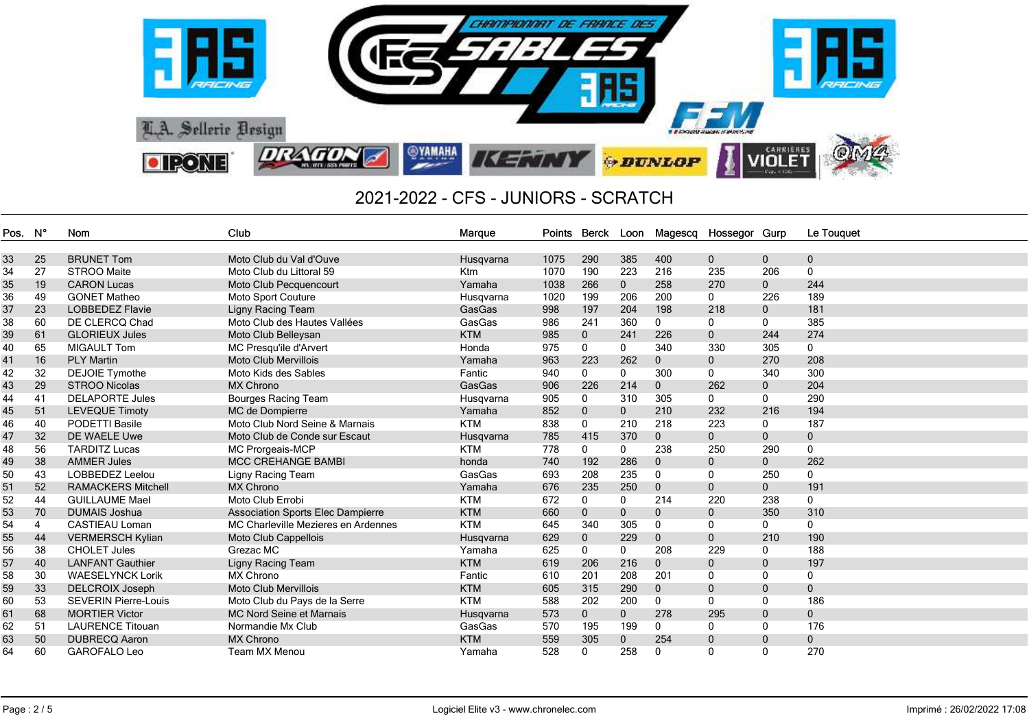## 2021-2022 - CFS - JUNIORS - SCRATCH

| Pos. | N° | Nom | Club | Marque | Points | Berck | Loon | Magescq | Hossegor | Gurp | Le Touquet |
|---|---|---|---|---|---|---|---|---|---|---|---|
| 33 | 25 | BRUNET Tom | Moto Club du Val d'Ouve | Husqvarna | 1075 | 290 | 385 | 400 | 0 | 0 | 0 |
| 34 | 27 | STROO Maite | Moto Club du Littoral 59 | Ktm | 1070 | 190 | 223 | 216 | 235 | 206 | 0 |
| 35 | 19 | CARON Lucas | Moto Club Pecquencourt | Yamaha | 1038 | 266 | 0 | 258 | 270 | 0 | 244 |
| 36 | 49 | GONET Matheo | Moto Sport Couture | Husqvarna | 1020 | 199 | 206 | 200 | 0 | 226 | 189 |
| 37 | 23 | LOBBEDEZ Flavie | Ligny Racing Team | GasGas | 998 | 197 | 204 | 198 | 218 | 0 | 181 |
| 38 | 60 | DE CLERCQ Chad | Moto Club des Hautes Vallées | GasGas | 986 | 241 | 360 | 0 | 0 | 0 | 385 |
| 39 | 61 | GLORIEUX Jules | Moto Club Belleysan | KTM | 985 | 0 | 241 | 226 | 0 | 244 | 274 |
| 40 | 65 | MIGAULT Tom | MC Presqu'ile d'Arvert | Honda | 975 | 0 | 0 | 340 | 330 | 305 | 0 |
| 41 | 16 | PLY Martin | Moto Club Mervillois | Yamaha | 963 | 223 | 262 | 0 | 0 | 270 | 208 |
| 42 | 32 | DEJOIE Tymothe | Moto Kids des Sables | Fantic | 940 | 0 | 0 | 300 | 0 | 340 | 300 |
| 43 | 29 | STROO Nicolas | MX Chrono | GasGas | 906 | 226 | 214 | 0 | 262 | 0 | 204 |
| 44 | 41 | DELAPORTE Jules | Bourges Racing Team | Husqvarna | 905 | 0 | 310 | 305 | 0 | 0 | 290 |
| 45 | 51 | LEVEQUE Timoty | MC de Dompierre | Yamaha | 852 | 0 | 0 | 210 | 232 | 216 | 194 |
| 46 | 40 | PODETTI Basile | Moto Club Nord Seine & Marnais | KTM | 838 | 0 | 210 | 218 | 223 | 0 | 187 |
| 47 | 32 | DE WAELE Uwe | Moto Club de Conde sur Escaut | Husqvarna | 785 | 415 | 370 | 0 | 0 | 0 | 0 |
| 48 | 56 | TARDITZ Lucas | MC Prorgeais-MCP | KTM | 778 | 0 | 0 | 238 | 250 | 290 | 0 |
| 49 | 38 | AMMER Jules | MCC CREHANGE BAMBI | honda | 740 | 192 | 286 | 0 | 0 | 0 | 262 |
| 50 | 43 | LOBBEDEZ Leelou | Ligny Racing Team | GasGas | 693 | 208 | 235 | 0 | 0 | 250 | 0 |
| 51 | 52 | RAMACKERS Mitchell | MX Chrono | Yamaha | 676 | 235 | 250 | 0 | 0 | 0 | 191 |
| 52 | 44 | GUILLAUME Mael | Moto Club Errobi | KTM | 672 | 0 | 0 | 214 | 220 | 238 | 0 |
| 53 | 70 | DUMAIS Joshua | Association Sports Elec Dampierre | KTM | 660 | 0 | 0 | 0 | 0 | 350 | 310 |
| 54 | 4 | CASTIEAU Loman | MC Charleville Mezieres en Ardennes | KTM | 645 | 340 | 305 | 0 | 0 | 0 | 0 |
| 55 | 44 | VERMERSCH Kylian | Moto Club Cappellois | Husqvarna | 629 | 0 | 229 | 0 | 0 | 210 | 190 |
| 56 | 38 | CHOLET Jules | Grezac MC | Yamaha | 625 | 0 | 0 | 208 | 229 | 0 | 188 |
| 57 | 40 | LANFANT Gauthier | Ligny Racing Team | KTM | 619 | 206 | 216 | 0 | 0 | 0 | 197 |
| 58 | 30 | WAESELYNCK Lorik | MX Chrono | Fantic | 610 | 201 | 208 | 201 | 0 | 0 | 0 |
| 59 | 33 | DELCROIX Joseph | Moto Club Mervillois | KTM | 605 | 315 | 290 | 0 | 0 | 0 | 0 |
| 60 | 53 | SEVERIN Pierre-Louis | Moto Club du Pays de la Serre | KTM | 588 | 202 | 200 | 0 | 0 | 0 | 186 |
| 61 | 68 | MORTIER Victor | MC Nord Seine et Marnais | Husqvarna | 573 | 0 | 0 | 278 | 295 | 0 | 0 |
| 62 | 51 | LAURENCE Titouan | Normandie Mx Club | GasGas | 570 | 195 | 199 | 0 | 0 | 0 | 176 |
| 63 | 50 | DUBRECQ Aaron | MX Chrono | KTM | 559 | 305 | 0 | 254 | 0 | 0 | 0 |
| 64 | 60 | GAROFALO Leo | Team MX Menou | Yamaha | 528 | 0 | 258 | 0 | 0 | 0 | 270 |

Logiciel Elite v3 - www.chronelec.com

Imprimé : 26/02/2022 17:08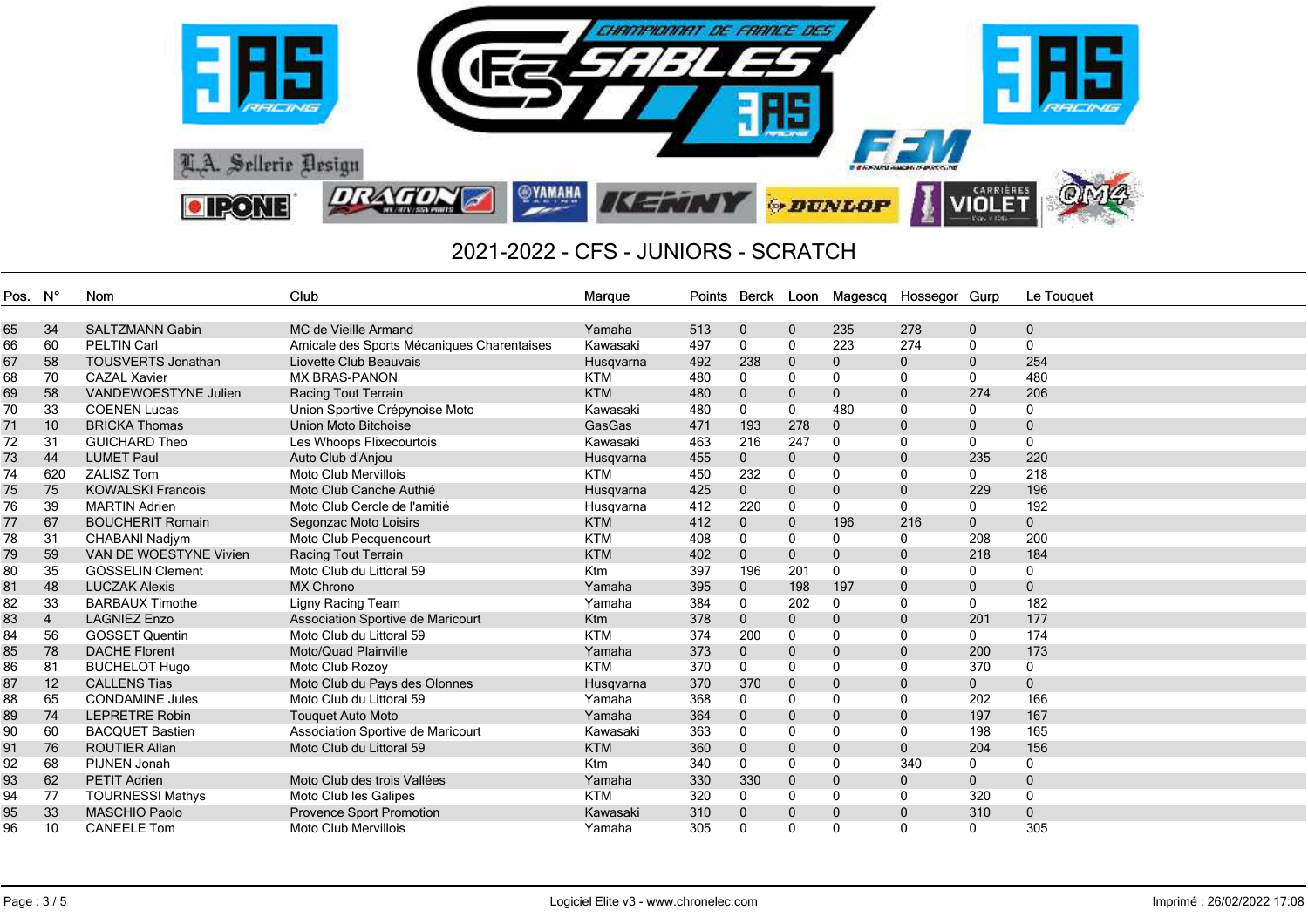# 2021-2022 - CFS - JUNIORS - SCRATCH

| Pos. | N° | Nom | Club | Marque | Points | Berck | Loon | Magescq | Hossegor | Gurp | Le Touquet |
|---|---|---|---|---|---|---|---|---|---|---|---|
| 65 | 34 | SALTZMANN Gabin | MC de Vieille Armand | Yamaha | 513 | 0 | 0 | 235 | 278 | 0 | 0 |
| 66 | 60 | PELTIN Carl | Amicale des Sports Mécaniques Charentaises | Kawasaki | 497 | 0 | 0 | 223 | 274 | 0 | 0 |
| 67 | 58 | TOUSVERTS Jonathan | Liovette Club Beauvais | Husqvarna | 492 | 238 | 0 | 0 | 0 | 0 | 254 |
| 68 | 70 | CAZAL Xavier | MX BRAS-PANON | KTM | 480 | 0 | 0 | 0 | 0 | 0 | 480 |
| 69 | 58 | VANDEWOESTYNE Julien | Racing Tout Terrain | KTM | 480 | 0 | 0 | 0 | 0 | 274 | 206 |
| 70 | 33 | COENEN Lucas | Union Sportive Crépynoise Moto | Kawasaki | 480 | 0 | 0 | 480 | 0 | 0 | 0 |
| 71 | 10 | BRICKA Thomas | Union Moto Bitchoise | GasGas | 471 | 193 | 278 | 0 | 0 | 0 | 0 |
| 72 | 31 | GUICHARD Theo | Les Whoops Flixecourtois | Kawasaki | 463 | 216 | 247 | 0 | 0 | 0 | 0 |
| 73 | 44 | LUMET Paul | Auto Club d'Anjou | Husqvarna | 455 | 0 | 0 | 0 | 0 | 235 | 220 |
| 74 | 620 | ZALISZ Tom | Moto Club Mervillois | KTM | 450 | 232 | 0 | 0 | 0 | 0 | 218 |
| 75 | 75 | KOWALSKI Francois | Moto Club Canche Authié | Husqvarna | 425 | 0 | 0 | 0 | 0 | 229 | 196 |
| 76 | 39 | MARTIN Adrien | Moto Club Cercle de l'amitié | Husqvarna | 412 | 220 | 0 | 0 | 0 | 0 | 192 |
| 77 | 67 | BOUCHERIT Romain | Segonzac Moto Loisirs | KTM | 412 | 0 | 0 | 196 | 216 | 0 | 0 |
| 78 | 31 | CHABANI Nadjym | Moto Club Pecquencourt | KTM | 408 | 0 | 0 | 0 | 0 | 208 | 200 |
| 79 | 59 | VAN DE WOESTYNE Vivien | Racing Tout Terrain | KTM | 402 | 0 | 0 | 0 | 0 | 218 | 184 |
| 80 | 35 | GOSSELIN Clement | Moto Club du Littoral 59 | Ktm | 397 | 196 | 201 | 0 | 0 | 0 | 0 |
| 81 | 48 | LUCZAK Alexis | MX Chrono | Yamaha | 395 | 0 | 198 | 197 | 0 | 0 | 0 |
| 82 | 33 | BARBAUX Timothe | Ligny Racing Team | Yamaha | 384 | 0 | 202 | 0 | 0 | 0 | 182 |
| 83 | 4 | LAGNIEZ Enzo | Association Sportive de Maricourt | Ktm | 378 | 0 | 0 | 0 | 0 | 201 | 177 |
| 84 | 56 | GOSSET Quentin | Moto Club du Littoral 59 | KTM | 374 | 200 | 0 | 0 | 0 | 0 | 174 |
| 85 | 78 | DACHE Florent | Moto/Quad Plainville | Yamaha | 373 | 0 | 0 | 0 | 0 | 200 | 173 |
| 86 | 81 | BUCHELOT Hugo | Moto Club Rozoy | KTM | 370 | 0 | 0 | 0 | 0 | 370 | 0 |
| 87 | 12 | CALLENS Tias | Moto Club du Pays des Olonnes | Husqvarna | 370 | 370 | 0 | 0 | 0 | 0 | 0 |
| 88 | 65 | CONDAMINE Jules | Moto Club du Littoral 59 | Yamaha | 368 | 0 | 0 | 0 | 0 | 202 | 166 |
| 89 | 74 | LEPRETRE Robin | Touquet Auto Moto | Yamaha | 364 | 0 | 0 | 0 | 0 | 197 | 167 |
| 90 | 60 | BACQUET Bastien | Association Sportive de Maricourt | Kawasaki | 363 | 0 | 0 | 0 | 0 | 198 | 165 |
| 91 | 76 | ROUTIER Allan | Moto Club du Littoral 59 | KTM | 360 | 0 | 0 | 0 | 0 | 204 | 156 |
| 92 | 68 | PIJNEN Jonah | | Ktm | 340 | 0 | 0 | 0 | 340 | 0 | 0 |
| 93 | 62 | PETIT Adrien | Moto Club des trois Vallées | Yamaha | 330 | 330 | 0 | 0 | 0 | 0 | 0 |
| 94 | 77 | TOURNESSI Mathys | Moto Club les Galipes | KTM | 320 | 0 | 0 | 0 | 0 | 320 | 0 |
| 95 | 33 | MASCHIO Paolo | Provence Sport Promotion | Kawasaki | 310 | 0 | 0 | 0 | 0 | 310 | 0 |
| 96 | 10 | CANEELE Tom | Moto Club Mervillois | Yamaha | 305 | 0 | 0 | 0 | 0 | 0 | 305 |

Logiciel Elite v3 - www.chronelec.com

Imprimé : 26/02/2022 17:08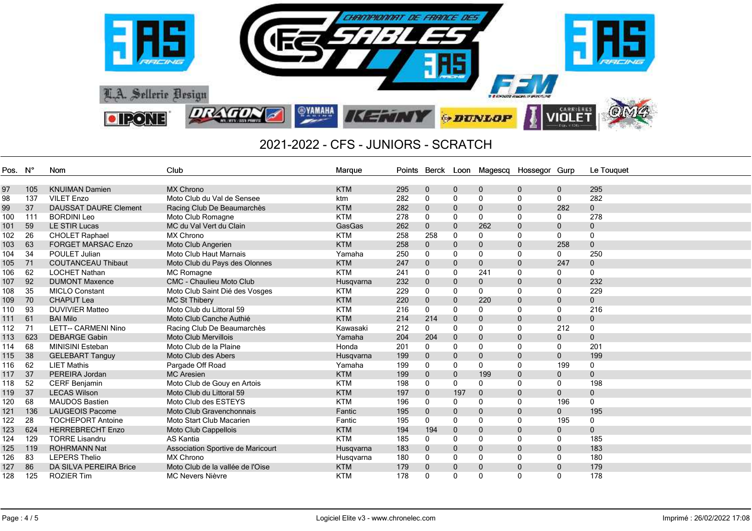# 2021-2022 - CFS - JUNIORS - SCRATCH

| Pos. | N° | Nom | Club | Marque | Points | Berck | Loon | Magescq | Hossegor | Gurp | Le Touquet |
|---|---|---|---|---|---|---|---|---|---|---|---|
| 97 | 105 | KNUIMAN Damien | MX Chrono | KTM | 295 | 0 | 0 | 0 | 0 | 0 | 295 |
| 98 | 137 | VILET Enzo | Moto Club du Val de Sensee | ktm | 282 | 0 | 0 | 0 | 0 | 0 | 282 |
| 99 | 37 | DAUSSAT DAURE Clement | Racing Club De Beaumarchès | KTM | 282 | 0 | 0 | 0 | 0 | 282 | 0 |
| 100 | 111 | BORDINI Leo | Moto Club Romagne | KTM | 278 | 0 | 0 | 0 | 0 | 0 | 278 |
| 101 | 59 | LE STIR Lucas | MC du Val Vert du Clain | GasGas | 262 | 0 | 0 | 262 | 0 | 0 | 0 |
| 102 | 26 | CHOLET Raphael | MX Chrono | KTM | 258 | 258 | 0 | 0 | 0 | 0 | 0 |
| 103 | 63 | FORGET MARSAC Enzo | Moto Club Angerien | KTM | 258 | 0 | 0 | 0 | 0 | 258 | 0 |
| 104 | 34 | POULET Julian | Moto Club Haut Marnais | Yamaha | 250 | 0 | 0 | 0 | 0 | 0 | 250 |
| 105 | 71 | COUTANCEAU Thibaut | Moto Club du Pays des Olonnes | KTM | 247 | 0 | 0 | 0 | 0 | 247 | 0 |
| 106 | 62 | LOCHET Nathan | MC Romagne | KTM | 241 | 0 | 0 | 241 | 0 | 0 | 0 |
| 107 | 92 | DUMONT Maxence | CMC - Chaulieu Moto Club | Husqvarna | 232 | 0 | 0 | 0 | 0 | 0 | 232 |
| 108 | 35 | MICLO Constant | Moto Club Saint Dié des Vosges | KTM | 229 | 0 | 0 | 0 | 0 | 0 | 229 |
| 109 | 70 | CHAPUT Lea | MC St Thibery | KTM | 220 | 0 | 0 | 220 | 0 | 0 | 0 |
| 110 | 93 | DUVIVIER Matteo | Moto Club du Littoral 59 | KTM | 216 | 0 | 0 | 0 | 0 | 0 | 216 |
| 111 | 61 | BAI Milo | Moto Club Canche Authié | KTM | 214 | 214 | 0 | 0 | 0 | 0 | 0 |
| 112 | 71 | LETT-- CARMENI Nino | Racing Club De Beaumarchès | Kawasaki | 212 | 0 | 0 | 0 | 0 | 212 | 0 |
| 113 | 623 | DEBARGE Gabin | Moto Club Mervillois | Yamaha | 204 | 204 | 0 | 0 | 0 | 0 | 0 |
| 114 | 68 | MINISINI Esteban | Moto Club de la Plaine | Honda | 201 | 0 | 0 | 0 | 0 | 0 | 201 |
| 115 | 38 | GELEBART Tanguy | Moto Club des Abers | Husqvarna | 199 | 0 | 0 | 0 | 0 | 0 | 199 |
| 116 | 62 | LIET Mathis | Pargade Off Road | Yamaha | 199 | 0 | 0 | 0 | 0 | 199 | 0 |
| 117 | 37 | PEREIRA Jordan | MC Aresien | KTM | 199 | 0 | 0 | 199 | 0 | 0 | 0 |
| 118 | 52 | CERF Benjamin | Moto Club de Gouy en Artois | KTM | 198 | 0 | 0 | 0 | 0 | 0 | 198 |
| 119 | 37 | LECAS Wilson | Moto Club du Littoral 59 | KTM | 197 | 0 | 197 | 0 | 0 | 0 | 0 |
| 120 | 68 | MAUDOS Bastien | Moto Club des ESTEYS | KTM | 196 | 0 | 0 | 0 | 0 | 196 | 0 |
| 121 | 136 | LAUGEOIS Pacome | Moto Club Gravenchonnais | Fantic | 195 | 0 | 0 | 0 | 0 | 0 | 195 |
| 122 | 28 | TOCHEPORT Antoine | Moto Start Club Macarien | Fantic | 195 | 0 | 0 | 0 | 0 | 195 | 0 |
| 123 | 624 | HERREBRECHT Enzo | Moto Club Cappellois | KTM | 194 | 194 | 0 | 0 | 0 | 0 | 0 |
| 124 | 129 | TORRE Lisandru | AS Kantia | KTM | 185 | 0 | 0 | 0 | 0 | 0 | 185 |
| 125 | 119 | ROHRMANN Nat | Association Sportive de Maricourt | Husqvarna | 183 | 0 | 0 | 0 | 0 | 0 | 183 |
| 126 | 83 | LEPERS Thelio | MX Chrono | Husqvarna | 180 | 0 | 0 | 0 | 0 | 0 | 180 |
| 127 | 86 | DA SILVA PEREIRA Brice | Moto Club de la vallée de l'Oise | KTM | 179 | 0 | 0 | 0 | 0 | 0 | 179 |
| 128 | 125 | ROZIER Tim | MC Nevers Nièvre | KTM | 178 | 0 | 0 | 0 | 0 | 0 | 178 |

Logiciel Elite v3 - www.chronelec.com — Imprimé : 26/02/2022 17:08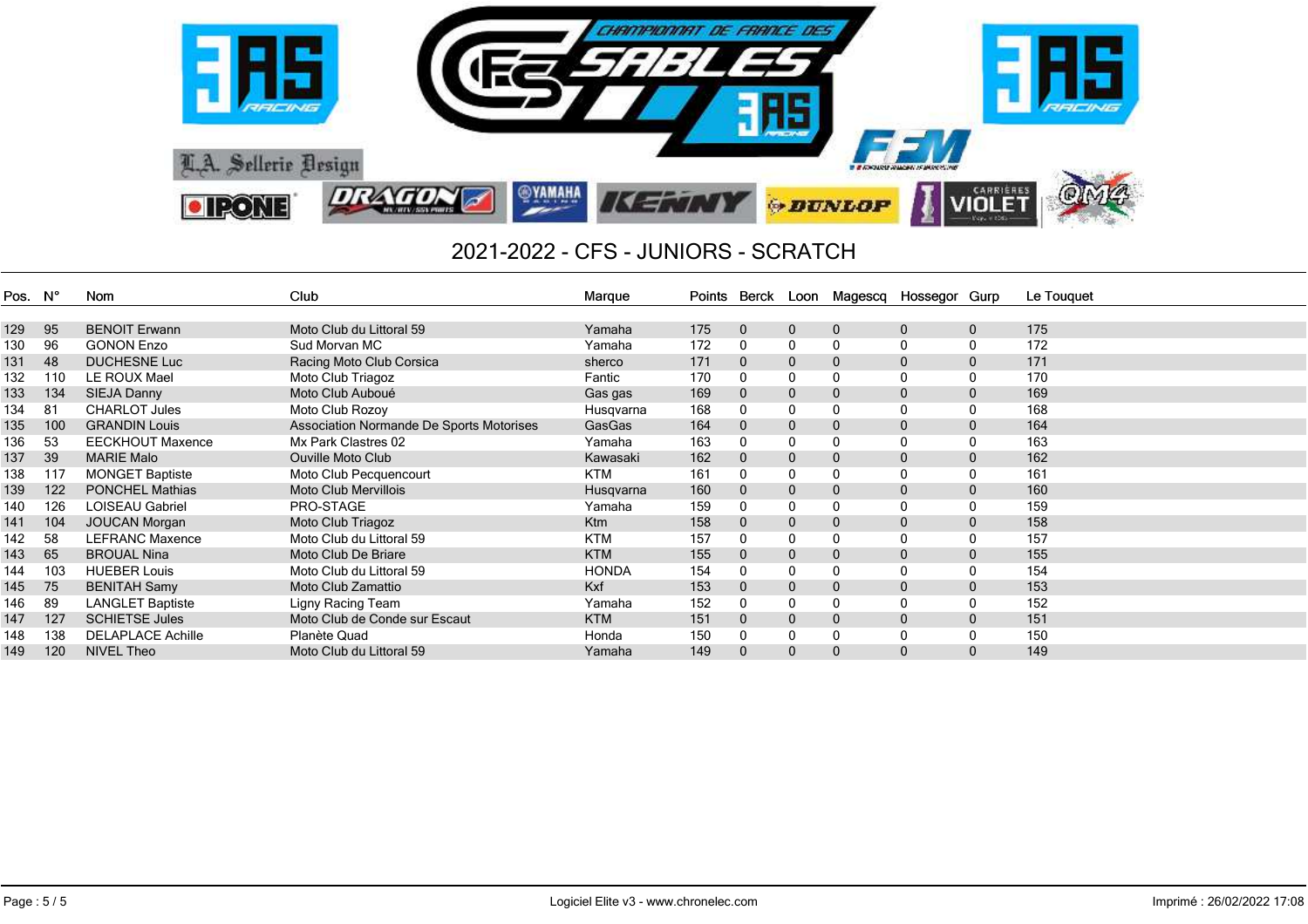## 2021-2022 - CFS - JUNIORS - SCRATCH

| Pos. | N° | Nom | Club | Marque | Points | Berck | Loon | Magescq | Hossegor | Gurp | Le Touquet |
|---|---|---|---|---|---|---|---|---|---|---|---|
| 129 | 95 | BENOIT Erwann | Moto Club du Littoral 59 | Yamaha | 175 | 0 | 0 | 0 | 0 | 0 | 175 |
| 130 | 96 | GONON Enzo | Sud Morvan MC | Yamaha | 172 | 0 | 0 | 0 | 0 | 0 | 172 |
| 131 | 48 | DUCHESNE Luc | Racing Moto Club Corsica | sherco | 171 | 0 | 0 | 0 | 0 | 0 | 171 |
| 132 | 110 | LE ROUX Mael | Moto Club Triagoz | Fantic | 170 | 0 | 0 | 0 | 0 | 0 | 170 |
| 133 | 134 | SIEJA Danny | Moto Club Auboué | Gas gas | 169 | 0 | 0 | 0 | 0 | 0 | 169 |
| 134 | 81 | CHARLOT Jules | Moto Club Rozoy | Husqvarna | 168 | 0 | 0 | 0 | 0 | 0 | 168 |
| 135 | 100 | GRANDIN Louis | Association Normande De Sports Motorises | GasGas | 164 | 0 | 0 | 0 | 0 | 0 | 164 |
| 136 | 53 | EECKHOUT Maxence | Mx Park Clastres 02 | Yamaha | 163 | 0 | 0 | 0 | 0 | 0 | 163 |
| 137 | 39 | MARIE Malo | Ouville Moto Club | Kawasaki | 162 | 0 | 0 | 0 | 0 | 0 | 162 |
| 138 | 117 | MONGET Baptiste | Moto Club Pecquencourt | KTM | 161 | 0 | 0 | 0 | 0 | 0 | 161 |
| 139 | 122 | PONCHEL Mathias | Moto Club Mervillois | Husqvarna | 160 | 0 | 0 | 0 | 0 | 0 | 160 |
| 140 | 126 | LOISEAU Gabriel | PRO-STAGE | Yamaha | 159 | 0 | 0 | 0 | 0 | 0 | 159 |
| 141 | 104 | JOUCAN Morgan | Moto Club Triagoz | Ktm | 158 | 0 | 0 | 0 | 0 | 0 | 158 |
| 142 | 58 | LEFRANC Maxence | Moto Club du Littoral 59 | KTM | 157 | 0 | 0 | 0 | 0 | 0 | 157 |
| 143 | 65 | BROUAL Nina | Moto Club De Briare | KTM | 155 | 0 | 0 | 0 | 0 | 0 | 155 |
| 144 | 103 | HUEBER Louis | Moto Club du Littoral 59 | HONDA | 154 | 0 | 0 | 0 | 0 | 0 | 154 |
| 145 | 75 | BENITAH Samy | Moto Club Zamattio | Kxf | 153 | 0 | 0 | 0 | 0 | 0 | 153 |
| 146 | 89 | LANGLET Baptiste | Ligny Racing Team | Yamaha | 152 | 0 | 0 | 0 | 0 | 0 | 152 |
| 147 | 127 | SCHIETSE Jules | Moto Club de Conde sur Escaut | KTM | 151 | 0 | 0 | 0 | 0 | 0 | 151 |
| 148 | 138 | DELAPLACE Achille | Planète Quad | Honda | 150 | 0 | 0 | 0 | 0 | 0 | 150 |
| 149 | 120 | NIVEL Theo | Moto Club du Littoral 59 | Yamaha | 149 | 0 | 0 | 0 | 0 | 0 | 149 |

Logiciel Elite v3 - www.chronelec.com

Imprimé : 26/02/2022 17:08